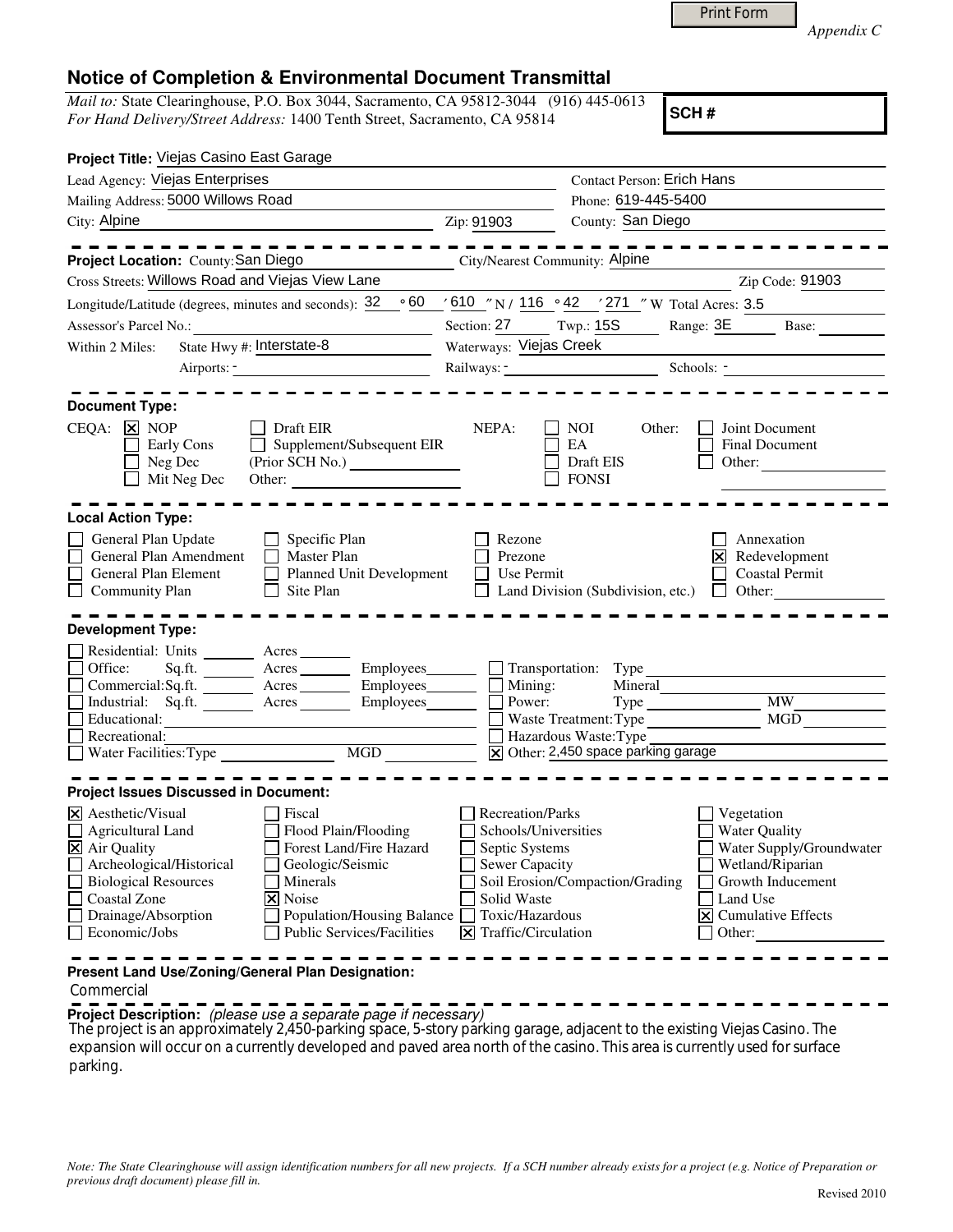*Appendix C*

# Notice of Completion & Environmental Document Transmittal

*Mail to:* State Clearinghouse, P.O. Box 3044, Sacramento, CA 95812-3044 (916) 445-0613
*For Hand Delivery/Street Address:* 1400 Tenth Street, Sacramento, CA 95814

**SCH #**

**Project Title:** Viejas Casino East Garage

Lead Agency: Viejas Enterprises
Contact Person: Erich Hans
Mailing Address: 5000 Willows Road
Phone: 619-445-5400
City: Alpine
Zip: 91903
County: San Diego

**Project Location:** County: San Diego
City/Nearest Community: Alpine
Cross Streets: Willows Road and Viejas View Lane
Zip Code: 91903
Longitude/Latitude (degrees, minutes and seconds): 32 ° 60 ′ 610 ″ N / 116 ° 42 ′ 271 ″ W Total Acres: 3.5
Assessor's Parcel No.:
Section: 27 Twp.: 15S Range: 3E Base:
Within 2 Miles: State Hwy #: Interstate-8
Waterways: Viejas Creek
Airports: -
Railways: -
Schools: -

**Document Type:**

CEQA: ☒ NOP ☐ Early Cons ☐ Neg Dec ☐ Mit Neg Dec ☐ Draft EIR ☐ Supplement/Subsequent EIR (Prior SCH No.) Other:

NEPA: ☐ NOI ☐ EA ☐ Draft EIS ☐ FONSI

Other: ☐ Joint Document ☐ Final Document ☐ Other:

**Local Action Type:**

☐ General Plan Update ☐ General Plan Amendment ☐ General Plan Element ☐ Community Plan ☐ Specific Plan ☐ Master Plan ☐ Planned Unit Development ☐ Site Plan ☐ Rezone ☐ Prezone ☐ Use Permit ☐ Land Division (Subdivision, etc.) ☐ Annexation ☒ Redevelopment ☐ Coastal Permit ☐ Other:

**Development Type:**

☐ Residential: Units Acres
☐ Office: Sq.ft. Acres Employees
☐ Commercial: Sq.ft. Acres Employees
☐ Industrial: Sq.ft. Acres Employees
☐ Educational:
☐ Recreational:
☐ Water Facilities: Type MGD
☐ Transportation: Type
☐ Mining: Mineral
☐ Power: Type MW
☐ Waste Treatment: Type MGD
☐ Hazardous Waste: Type
☒ Other: 2,450 space parking garage

**Project Issues Discussed in Document:**

☒ Aesthetic/Visual ☐ Agricultural Land ☒ Air Quality ☐ Archeological/Historical ☐ Biological Resources ☐ Coastal Zone ☐ Drainage/Absorption ☐ Economic/Jobs ☐ Fiscal ☐ Flood Plain/Flooding ☐ Forest Land/Fire Hazard ☐ Geologic/Seismic ☐ Minerals ☒ Noise ☐ Population/Housing Balance ☐ Public Services/Facilities ☐ Recreation/Parks ☐ Schools/Universities ☐ Septic Systems ☐ Sewer Capacity ☐ Soil Erosion/Compaction/Grading ☐ Solid Waste ☐ Toxic/Hazardous ☒ Traffic/Circulation ☐ Vegetation ☐ Water Quality ☐ Water Supply/Groundwater ☐ Wetland/Riparian ☐ Growth Inducement ☐ Land Use ☒ Cumulative Effects ☐ Other:

**Present Land Use/Zoning/General Plan Designation:**
Commercial

**Project Description:** *(please use a separate page if necessary)*
The project is an approximately 2,450-parking space, 5-story parking garage, adjacent to the existing Viejas Casino. The expansion will occur on a currently developed and paved area north of the casino. This area is currently used for surface parking.

*Note: The State Clearinghouse will assign identification numbers for all new projects. If a SCH number already exists for a project (e.g. Notice of Preparation or previous draft document) please fill in.*

Revised 2010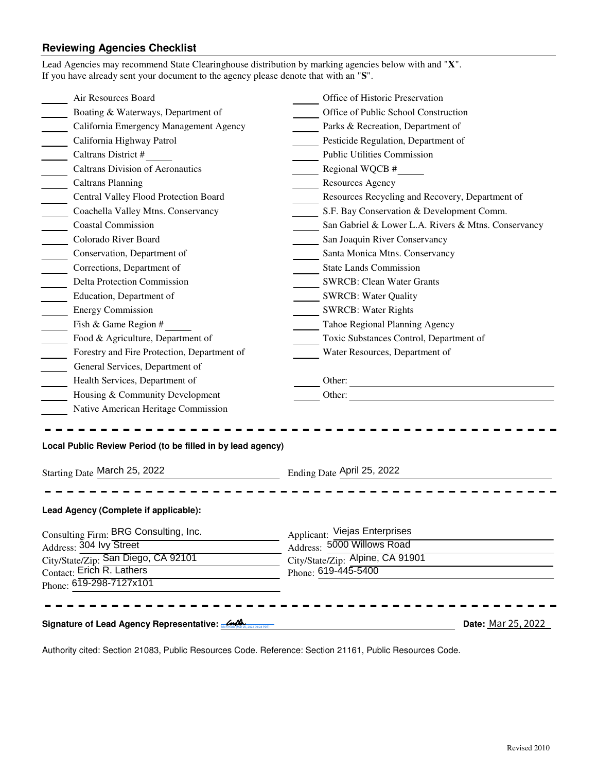## Reviewing Agencies Checklist

Lead Agencies may recommend State Clearinghouse distribution by marking agencies below with and "**X**".
If you have already sent your document to the agency please denote that with an "**S**".

_____ Air Resources Board
_____ Boating & Waterways, Department of
_____ California Emergency Management Agency
_____ California Highway Patrol
_____ Caltrans District # _____
_____ Caltrans Division of Aeronautics
_____ Caltrans Planning
_____ Central Valley Flood Protection Board
_____ Coachella Valley Mtns. Conservancy
_____ Coastal Commission
_____ Colorado River Board
_____ Conservation, Department of
_____ Corrections, Department of
_____ Delta Protection Commission
_____ Education, Department of
_____ Energy Commission
_____ Fish & Game Region # _____
_____ Food & Agriculture, Department of
_____ Forestry and Fire Protection, Department of
_____ General Services, Department of
_____ Health Services, Department of
_____ Housing & Community Development
_____ Native American Heritage Commission
_____ Office of Historic Preservation
_____ Office of Public School Construction
_____ Parks & Recreation, Department of
_____ Pesticide Regulation, Department of
_____ Public Utilities Commission
_____ Regional WQCB # _____
_____ Resources Agency
_____ Resources Recycling and Recovery, Department of
_____ S.F. Bay Conservation & Development Comm.
_____ San Gabriel & Lower L.A. Rivers & Mtns. Conservancy
_____ San Joaquin River Conservancy
_____ Santa Monica Mtns. Conservancy
_____ State Lands Commission
_____ SWRCB: Clean Water Grants
_____ SWRCB: Water Quality
_____ SWRCB: Water Rights
_____ Tahoe Regional Planning Agency
_____ Toxic Substances Control, Department of
_____ Water Resources, Department of
_____ Other: _____________________
_____ Other: _____________________

---

**Local Public Review Period (to be filled in by lead agency)**

Starting Date March 25, 2022 Ending Date April 25, 2022

---

**Lead Agency (Complete if applicable):**

Consulting Firm: BRG Consulting, Inc.
Address: 304 Ivy Street
City/State/Zip: San Diego, CA 92101
Contact: Erich R. Lathers
Phone: 619-298-7127x101

Applicant: Viejas Enterprises
Address: 5000 Willows Road
City/State/Zip: Alpine, CA 91901
Phone: 619-445-5400

---

**Signature of Lead Agency Representative:** _________________ **Date:** Mar 25, 2022

Authority cited: Section 21083, Public Resources Code. Reference: Section 21161, Public Resources Code.

Revised 2010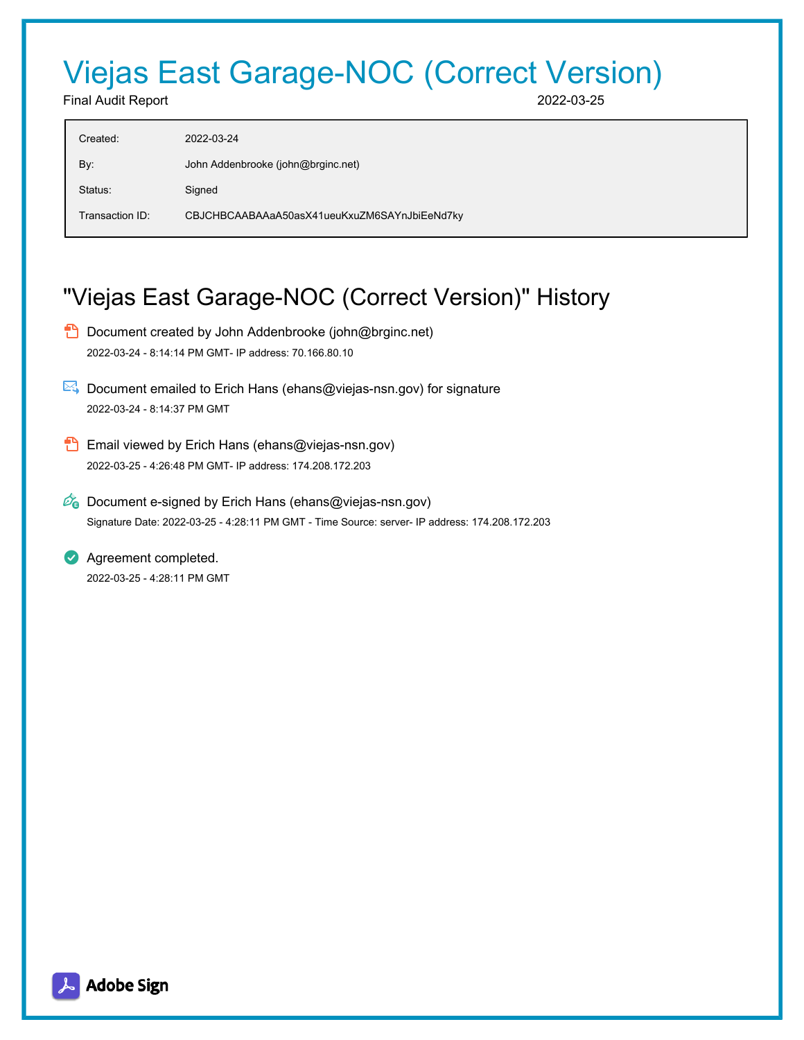# Viejas East Garage-NOC (Correct Version)

Final Audit Report 2022-03-25

| | |
|---|---|
| Created: | 2022-03-24 |
| By: | John Addenbrooke (john@brginc.net) |
| Status: | Signed |
| Transaction ID: | CBJCHBCAABAAaA50asX41ueuKxuZM6SAYnJbiEeNd7ky |

## "Viejas East Garage-NOC (Correct Version)" History

- Document created by John Addenbrooke (john@brginc.net)
  2022-03-24 - 8:14:14 PM GMT- IP address: 70.166.80.10

- Document emailed to Erich Hans (ehans@viejas-nsn.gov) for signature
  2022-03-24 - 8:14:37 PM GMT

- Email viewed by Erich Hans (ehans@viejas-nsn.gov)
  2022-03-25 - 4:26:48 PM GMT- IP address: 174.208.172.203

- Document e-signed by Erich Hans (ehans@viejas-nsn.gov)
  Signature Date: 2022-03-25 - 4:28:11 PM GMT - Time Source: server- IP address: 174.208.172.203

- Agreement completed.
  2022-03-25 - 4:28:11 PM GMT

Adobe Sign